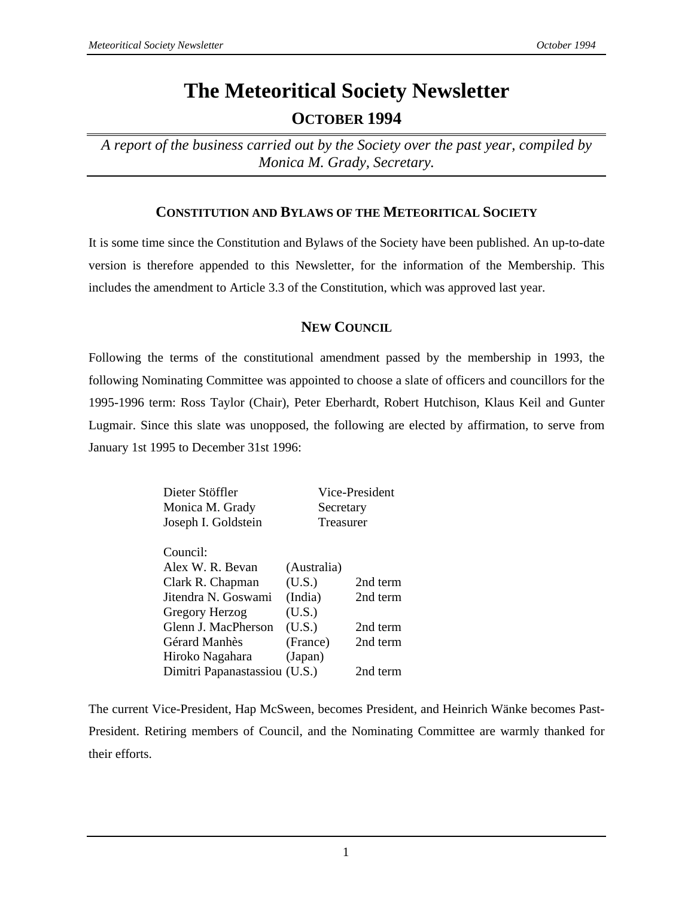# The Meteoritical Society Newsletter

## OCTOBER 1994

*A report of the business carried out by the Society over the past year, compiled by Monica M. Grady, Secretary.*

### CONSTITUTION AND BYLAWS OF THE METEORITICAL SOCIETY

It is some time since the Constitution and Bylaws of the Society have been published. An up-to-date version is therefore appended to this Newsletter, for the information of the Membership. This includes the amendment to Article 3.3 of the Constitution, which was approved last year.

### NEW COUNCIL

Following the terms of the constitutional amendment passed by the membership in 1993, the following Nominating Committee was appointed to choose a slate of officers and councillors for the 1995-1996 term: Ross Taylor (Chair), Peter Eberhardt, Robert Hutchison, Klaus Keil and Gunter Lugmair. Since this slate was unopposed, the following are elected by affirmation, to serve from January 1st 1995 to December 31st 1996:

| Name | Office |
|---|---|
| Dieter Stöffler | Vice-President |
| Monica M. Grady | Secretary |
| Joseph I. Goldstein | Treasurer |

Council:

| Name | Country | Term |
|---|---|---|
| Alex W. R. Bevan | (Australia) | |
| Clark R. Chapman | (U.S.) | 2nd term |
| Jitendra N. Goswami | (India) | 2nd term |
| Gregory Herzog | (U.S.) | |
| Glenn J. MacPherson | (U.S.) | 2nd term |
| Gérard Manhès | (France) | 2nd term |
| Hiroko Nagahara | (Japan) | |
| Dimitri Papanastassiou | (U.S.) | 2nd term |

The current Vice-President, Hap McSween, becomes President, and Heinrich Wänke becomes Past-President. Retiring members of Council, and the Nominating Committee are warmly thanked for their efforts.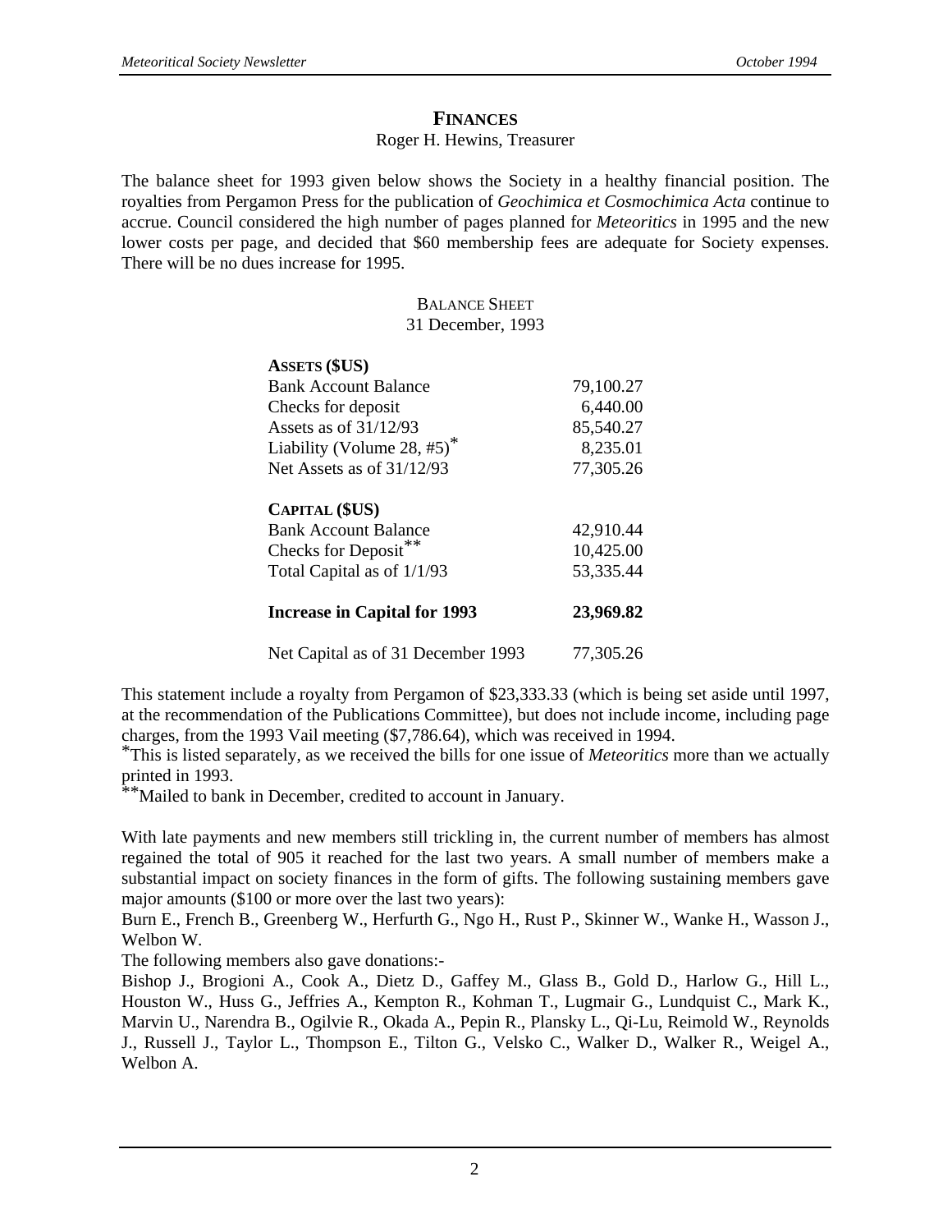## FINANCES

Roger H. Hewins, Treasurer

The balance sheet for 1993 given below shows the Society in a healthy financial position. The royalties from Pergamon Press for the publication of *Geochimica et Cosmochimica Acta* continue to accrue. Council considered the high number of pages planned for *Meteoritics* in 1995 and the new lower costs per page, and decided that $60 membership fees are adequate for Society expenses. There will be no dues increase for 1995.

BALANCE SHEET
31 December, 1993

| | |
|---|---|
| **ASSETS ($US)** | |
| Bank Account Balance | 79,100.27 |
| Checks for deposit | 6,440.00 |
| Assets as of 31/12/93 | 85,540.27 |
| Liability (Volume 28, #5)* | 8,235.01 |
| Net Assets as of 31/12/93 | 77,305.26 |
| **CAPITAL ($US)** | |
| Bank Account Balance | 42,910.44 |
| Checks for Deposit** | 10,425.00 |
| Total Capital as of 1/1/93 | 53,335.44 |
| **Increase in Capital for 1993** | **23,969.82** |
| Net Capital as of 31 December 1993 | 77,305.26 |

This statement include a royalty from Pergamon of $23,333.33 (which is being set aside until 1997, at the recommendation of the Publications Committee), but does not include income, including page charges, from the 1993 Vail meeting ($7,786.64), which was received in 1994.

*This is listed separately, as we received the bills for one issue of *Meteoritics* more than we actually printed in 1993.

**Mailed to bank in December, credited to account in January.

With late payments and new members still trickling in, the current number of members has almost regained the total of 905 it reached for the last two years. A small number of members make a substantial impact on society finances in the form of gifts. The following sustaining members gave major amounts ($100 or more over the last two years):

Burn E., French B., Greenberg W., Herfurth G., Ngo H., Rust P., Skinner W., Wanke H., Wasson J., Welbon W.

The following members also gave donations:-

Bishop J., Brogioni A., Cook A., Dietz D., Gaffey M., Glass B., Gold D., Harlow G., Hill L., Houston W., Huss G., Jeffries A., Kempton R., Kohman T., Lugmair G., Lundquist C., Mark K., Marvin U., Narendra B., Ogilvie R., Okada A., Pepin R., Plansky L., Qi-Lu, Reimold W., Reynolds J., Russell J., Taylor L., Thompson E., Tilton G., Velsko C., Walker D., Walker R., Weigel A., Welbon A.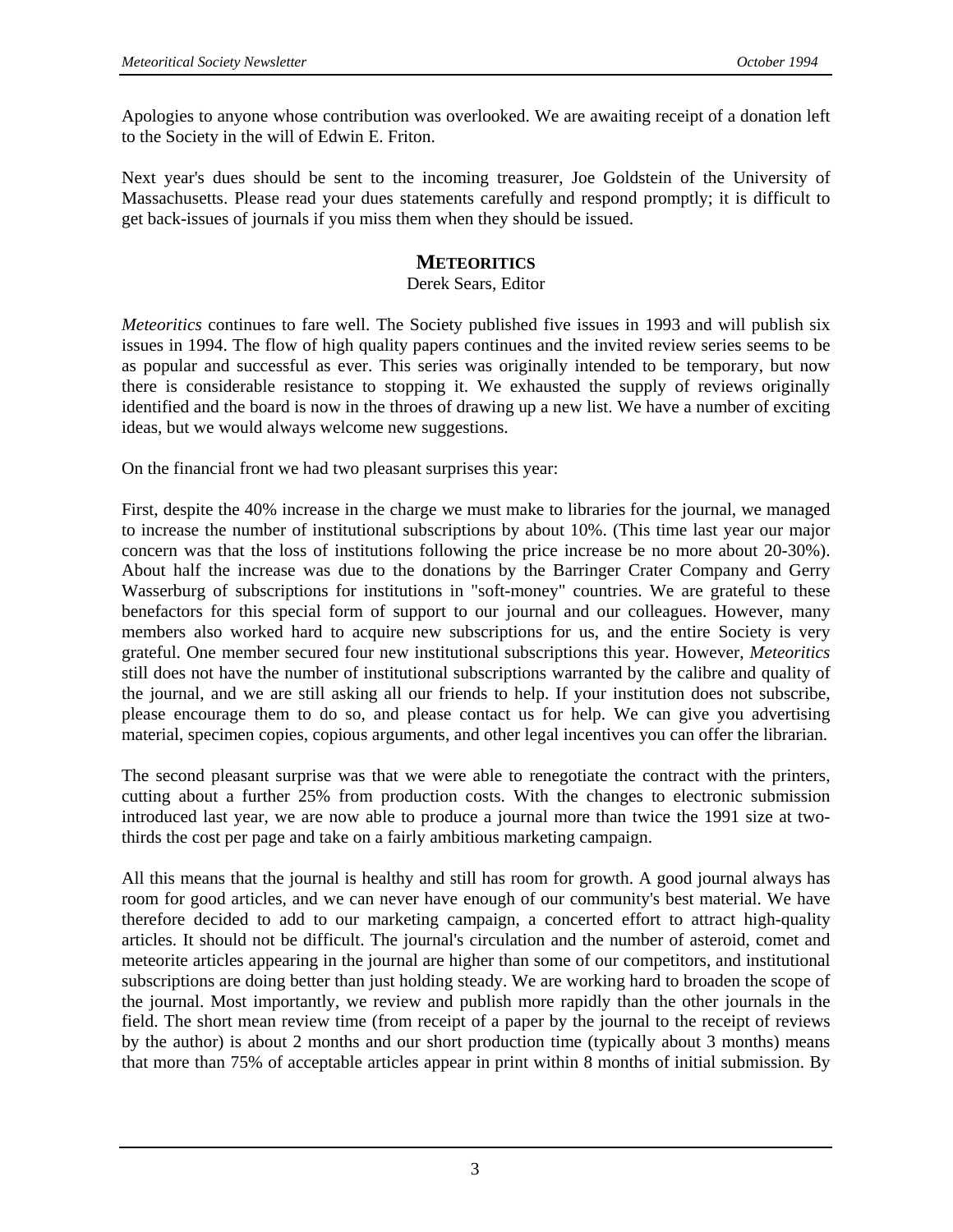Apologies to anyone whose contribution was overlooked. We are awaiting receipt of a donation left to the Society in the will of Edwin E. Friton.

Next year's dues should be sent to the incoming treasurer, Joe Goldstein of the University of Massachusetts. Please read your dues statements carefully and respond promptly; it is difficult to get back-issues of journals if you miss them when they should be issued.

## METEORITICS

Derek Sears, Editor

*Meteoritics* continues to fare well. The Society published five issues in 1993 and will publish six issues in 1994. The flow of high quality papers continues and the invited review series seems to be as popular and successful as ever. This series was originally intended to be temporary, but now there is considerable resistance to stopping it. We exhausted the supply of reviews originally identified and the board is now in the throes of drawing up a new list. We have a number of exciting ideas, but we would always welcome new suggestions.

On the financial front we had two pleasant surprises this year:

First, despite the 40% increase in the charge we must make to libraries for the journal, we managed to increase the number of institutional subscriptions by about 10%. (This time last year our major concern was that the loss of institutions following the price increase be no more about 20-30%). About half the increase was due to the donations by the Barringer Crater Company and Gerry Wasserburg of subscriptions for institutions in "soft-money" countries. We are grateful to these benefactors for this special form of support to our journal and our colleagues. However, many members also worked hard to acquire new subscriptions for us, and the entire Society is very grateful. One member secured four new institutional subscriptions this year. However, *Meteoritics* still does not have the number of institutional subscriptions warranted by the calibre and quality of the journal, and we are still asking all our friends to help. If your institution does not subscribe, please encourage them to do so, and please contact us for help. We can give you advertising material, specimen copies, copious arguments, and other legal incentives you can offer the librarian.

The second pleasant surprise was that we were able to renegotiate the contract with the printers, cutting about a further 25% from production costs. With the changes to electronic submission introduced last year, we are now able to produce a journal more than twice the 1991 size at two-thirds the cost per page and take on a fairly ambitious marketing campaign.

All this means that the journal is healthy and still has room for growth. A good journal always has room for good articles, and we can never have enough of our community's best material. We have therefore decided to add to our marketing campaign, a concerted effort to attract high-quality articles. It should not be difficult. The journal's circulation and the number of asteroid, comet and meteorite articles appearing in the journal are higher than some of our competitors, and institutional subscriptions are doing better than just holding steady. We are working hard to broaden the scope of the journal. Most importantly, we review and publish more rapidly than the other journals in the field. The short mean review time (from receipt of a paper by the journal to the receipt of reviews by the author) is about 2 months and our short production time (typically about 3 months) means that more than 75% of acceptable articles appear in print within 8 months of initial submission. By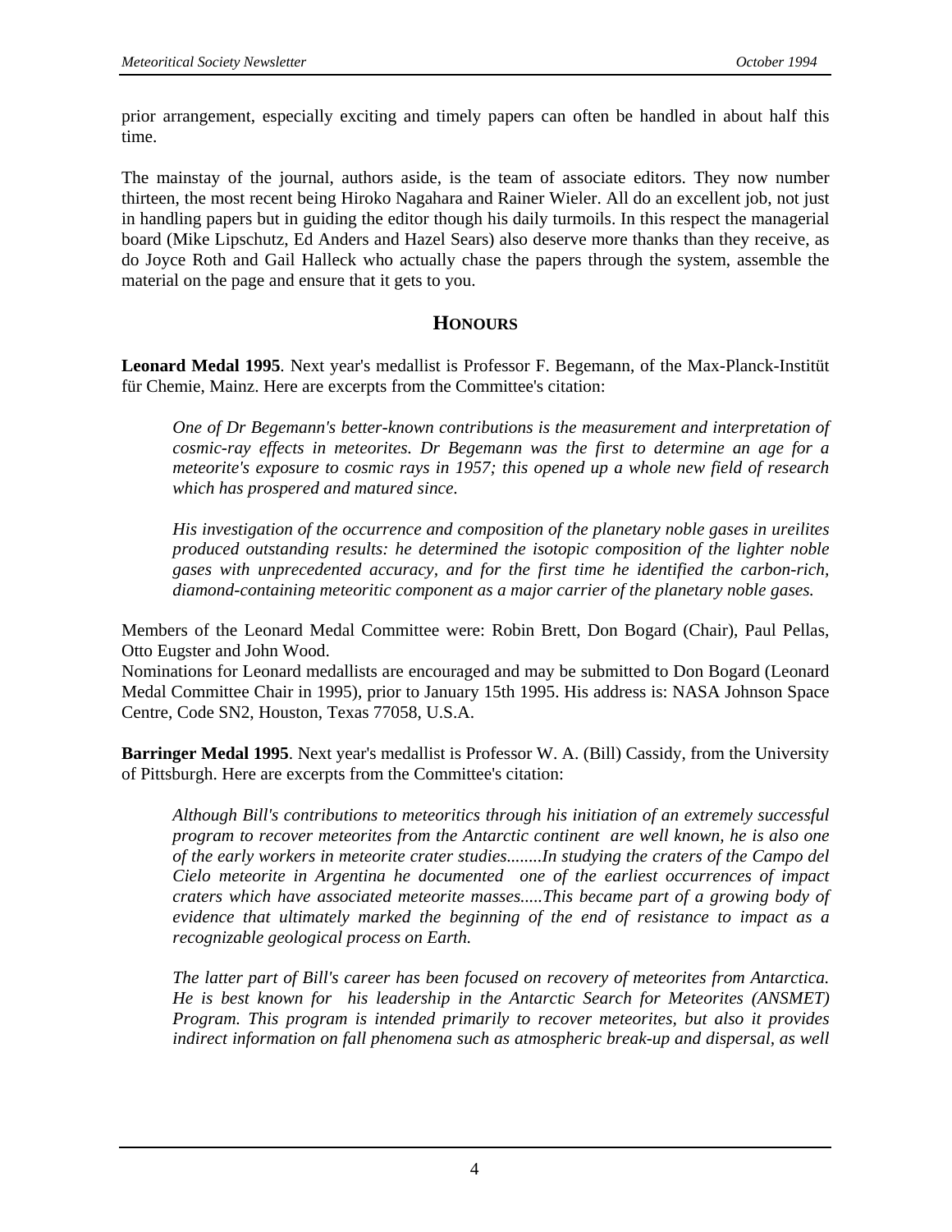prior arrangement, especially exciting and timely papers can often be handled in about half this time.

The mainstay of the journal, authors aside, is the team of associate editors. They now number thirteen, the most recent being Hiroko Nagahara and Rainer Wieler. All do an excellent job, not just in handling papers but in guiding the editor though his daily turmoils. In this respect the managerial board (Mike Lipschutz, Ed Anders and Hazel Sears) also deserve more thanks than they receive, as do Joyce Roth and Gail Halleck who actually chase the papers through the system, assemble the material on the page and ensure that it gets to you.

## HONOURS

**Leonard Medal 1995**. Next year's medallist is Professor F. Begemann, of the Max-Planck-Institüt für Chemie, Mainz. Here are excerpts from the Committee's citation:

> *One of Dr Begemann's better-known contributions is the measurement and interpretation of cosmic-ray effects in meteorites. Dr Begemann was the first to determine an age for a meteorite's exposure to cosmic rays in 1957; this opened up a whole new field of research which has prospered and matured since.*
>
> *His investigation of the occurrence and composition of the planetary noble gases in ureilites produced outstanding results: he determined the isotopic composition of the lighter noble gases with unprecedented accuracy, and for the first time he identified the carbon-rich, diamond-containing meteoritic component as a major carrier of the planetary noble gases.*

Members of the Leonard Medal Committee were: Robin Brett, Don Bogard (Chair), Paul Pellas, Otto Eugster and John Wood.
Nominations for Leonard medallists are encouraged and may be submitted to Don Bogard (Leonard Medal Committee Chair in 1995), prior to January 15th 1995. His address is: NASA Johnson Space Centre, Code SN2, Houston, Texas 77058, U.S.A.

**Barringer Medal 1995**. Next year's medallist is Professor W. A. (Bill) Cassidy, from the University of Pittsburgh. Here are excerpts from the Committee's citation:

> *Although Bill's contributions to meteoritics through his initiation of an extremely successful program to recover meteorites from the Antarctic continent are well known, he is also one of the early workers in meteorite crater studies........In studying the craters of the Campo del Cielo meteorite in Argentina he documented one of the earliest occurrences of impact craters which have associated meteorite masses.....This became part of a growing body of evidence that ultimately marked the beginning of the end of resistance to impact as a recognizable geological process on Earth.*
>
> *The latter part of Bill's career has been focused on recovery of meteorites from Antarctica. He is best known for his leadership in the Antarctic Search for Meteorites (ANSMET) Program. This program is intended primarily to recover meteorites, but also it provides indirect information on fall phenomena such as atmospheric break-up and dispersal, as well*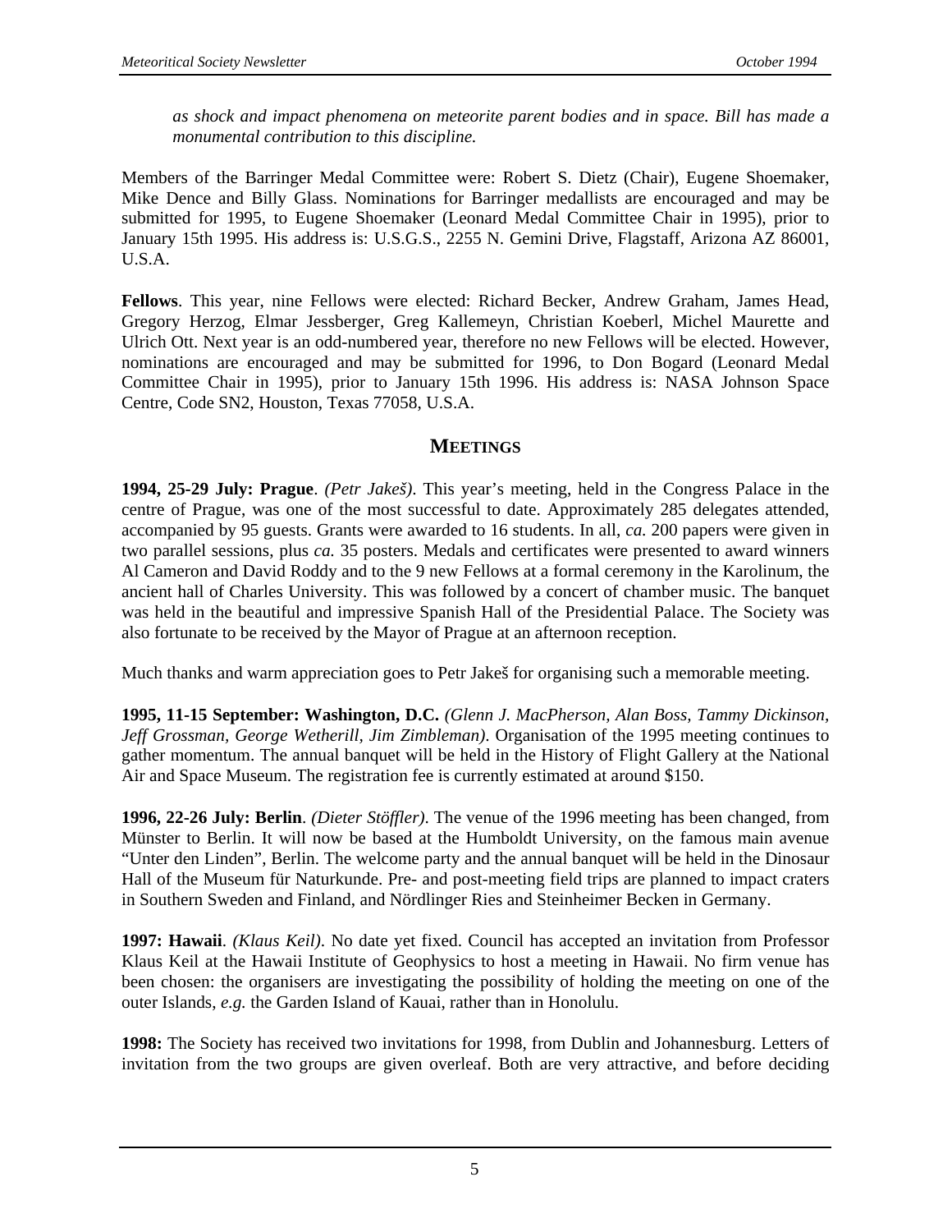*as shock and impact phenomena on meteorite parent bodies and in space. Bill has made a monumental contribution to this discipline.*

Members of the Barringer Medal Committee were: Robert S. Dietz (Chair), Eugene Shoemaker, Mike Dence and Billy Glass. Nominations for Barringer medallists are encouraged and may be submitted for 1995, to Eugene Shoemaker (Leonard Medal Committee Chair in 1995), prior to January 15th 1995. His address is: U.S.G.S., 2255 N. Gemini Drive, Flagstaff, Arizona AZ 86001, U.S.A.

**Fellows**. This year, nine Fellows were elected: Richard Becker, Andrew Graham, James Head, Gregory Herzog, Elmar Jessberger, Greg Kallemeyn, Christian Koeberl, Michel Maurette and Ulrich Ott. Next year is an odd-numbered year, therefore no new Fellows will be elected. However, nominations are encouraged and may be submitted for 1996, to Don Bogard (Leonard Medal Committee Chair in 1995), prior to January 15th 1996. His address is: NASA Johnson Space Centre, Code SN2, Houston, Texas 77058, U.S.A.

## MEETINGS

**1994, 25-29 July: Prague**. *(Petr Jakeš)*. This year's meeting, held in the Congress Palace in the centre of Prague, was one of the most successful to date. Approximately 285 delegates attended, accompanied by 95 guests. Grants were awarded to 16 students. In all, *ca.* 200 papers were given in two parallel sessions, plus *ca.* 35 posters. Medals and certificates were presented to award winners Al Cameron and David Roddy and to the 9 new Fellows at a formal ceremony in the Karolinum, the ancient hall of Charles University. This was followed by a concert of chamber music. The banquet was held in the beautiful and impressive Spanish Hall of the Presidential Palace. The Society was also fortunate to be received by the Mayor of Prague at an afternoon reception.

Much thanks and warm appreciation goes to Petr Jakeš for organising such a memorable meeting.

**1995, 11-15 September: Washington, D.C.** *(Glenn J. MacPherson, Alan Boss, Tammy Dickinson, Jeff Grossman, George Wetherill, Jim Zimbleman)*. Organisation of the 1995 meeting continues to gather momentum. The annual banquet will be held in the History of Flight Gallery at the National Air and Space Museum. The registration fee is currently estimated at around $150.

**1996, 22-26 July: Berlin**. *(Dieter Stöffler)*. The venue of the 1996 meeting has been changed, from Münster to Berlin. It will now be based at the Humboldt University, on the famous main avenue "Unter den Linden", Berlin. The welcome party and the annual banquet will be held in the Dinosaur Hall of the Museum für Naturkunde. Pre- and post-meeting field trips are planned to impact craters in Southern Sweden and Finland, and Nördlinger Ries and Steinheimer Becken in Germany.

**1997: Hawaii**. *(Klaus Keil)*. No date yet fixed. Council has accepted an invitation from Professor Klaus Keil at the Hawaii Institute of Geophysics to host a meeting in Hawaii. No firm venue has been chosen: the organisers are investigating the possibility of holding the meeting on one of the outer Islands, *e.g.* the Garden Island of Kauai, rather than in Honolulu.

**1998:** The Society has received two invitations for 1998, from Dublin and Johannesburg. Letters of invitation from the two groups are given overleaf. Both are very attractive, and before deciding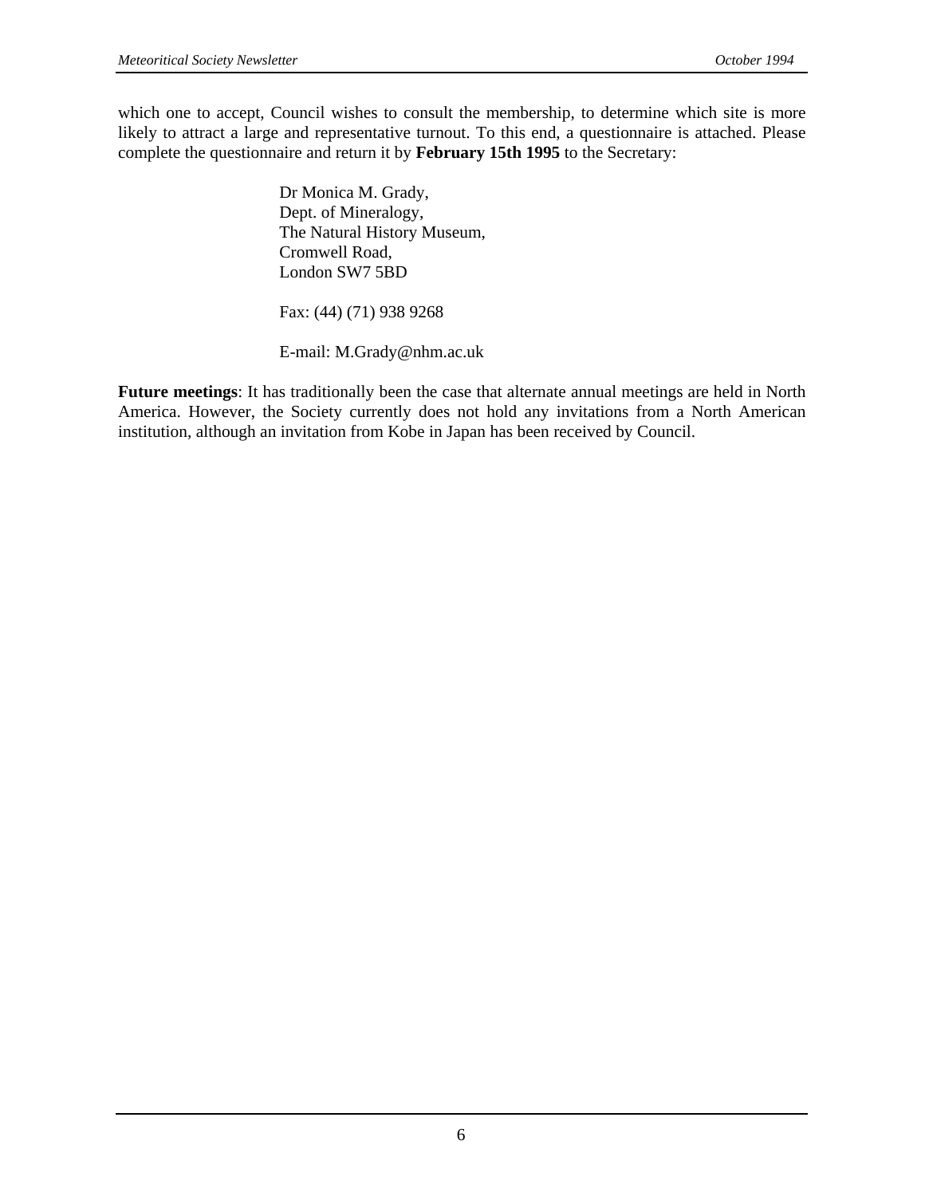which one to accept, Council wishes to consult the membership, to determine which site is more likely to attract a large and representative turnout. To this end, a questionnaire is attached. Please complete the questionnaire and return it by **February 15th 1995** to the Secretary:

> Dr Monica M. Grady,
> Dept. of Mineralogy,
> The Natural History Museum,
> Cromwell Road,
> London SW7 5BD
>
> Fax: (44) (71) 938 9268
>
> E-mail: M.Grady@nhm.ac.uk

**Future meetings**: It has traditionally been the case that alternate annual meetings are held in North America. However, the Society currently does not hold any invitations from a North American institution, although an invitation from Kobe in Japan has been received by Council.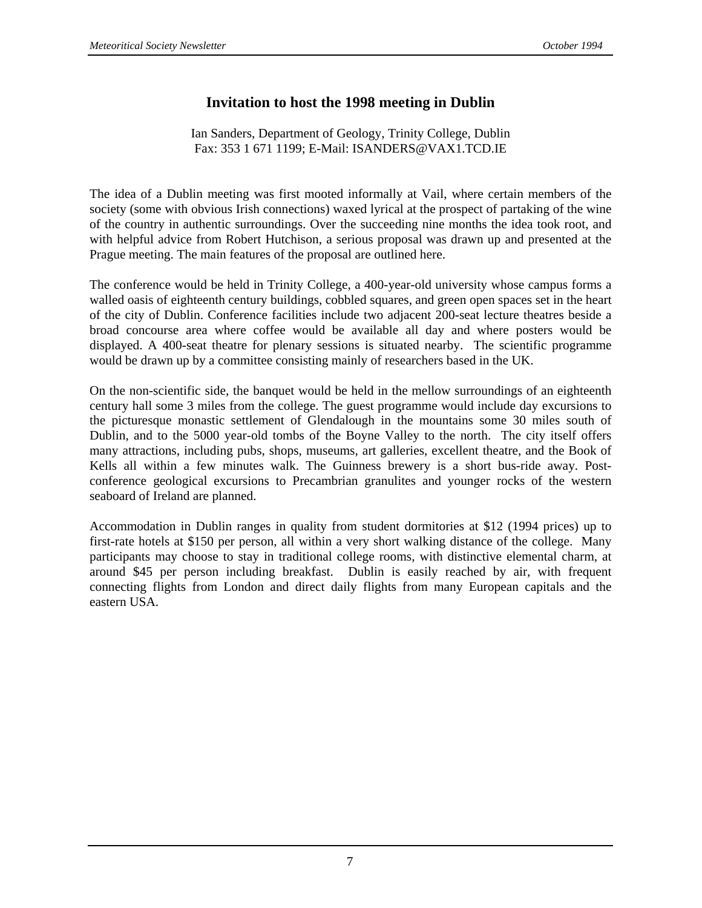# Invitation to host the 1998 meeting in Dublin

Ian Sanders, Department of Geology, Trinity College, Dublin
Fax: 353 1 671 1199; E-Mail: ISANDERS@VAX1.TCD.IE

The idea of a Dublin meeting was first mooted informally at Vail, where certain members of the society (some with obvious Irish connections) waxed lyrical at the prospect of partaking of the wine of the country in authentic surroundings. Over the succeeding nine months the idea took root, and with helpful advice from Robert Hutchison, a serious proposal was drawn up and presented at the Prague meeting. The main features of the proposal are outlined here.

The conference would be held in Trinity College, a 400-year-old university whose campus forms a walled oasis of eighteenth century buildings, cobbled squares, and green open spaces set in the heart of the city of Dublin. Conference facilities include two adjacent 200-seat lecture theatres beside a broad concourse area where coffee would be available all day and where posters would be displayed. A 400-seat theatre for plenary sessions is situated nearby. The scientific programme would be drawn up by a committee consisting mainly of researchers based in the UK.

On the non-scientific side, the banquet would be held in the mellow surroundings of an eighteenth century hall some 3 miles from the college. The guest programme would include day excursions to the picturesque monastic settlement of Glendalough in the mountains some 30 miles south of Dublin, and to the 5000 year-old tombs of the Boyne Valley to the north. The city itself offers many attractions, including pubs, shops, museums, art galleries, excellent theatre, and the Book of Kells all within a few minutes walk. The Guinness brewery is a short bus-ride away. Post-conference geological excursions to Precambrian granulites and younger rocks of the western seaboard of Ireland are planned.

Accommodation in Dublin ranges in quality from student dormitories at $12 (1994 prices) up to first-rate hotels at $150 per person, all within a very short walking distance of the college. Many participants may choose to stay in traditional college rooms, with distinctive elemental charm, at around $45 per person including breakfast. Dublin is easily reached by air, with frequent connecting flights from London and direct daily flights from many European capitals and the eastern USA.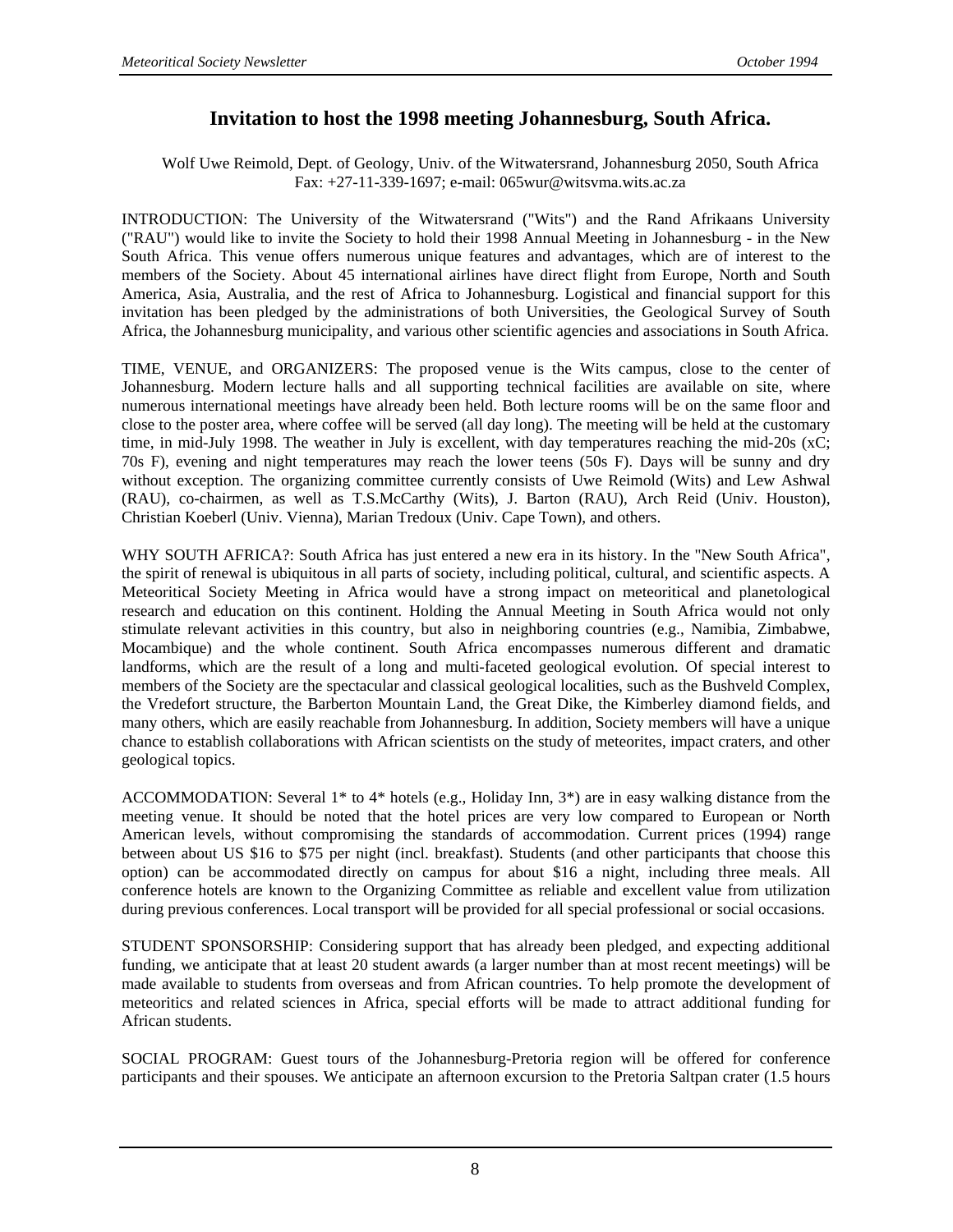## Invitation to host the 1998 meeting Johannesburg, South Africa.

Wolf Uwe Reimold, Dept. of Geology, Univ. of the Witwatersrand, Johannesburg 2050, South Africa
Fax: +27-11-339-1697; e-mail: 065wur@witsvma.wits.ac.za

INTRODUCTION: The University of the Witwatersrand ("Wits") and the Rand Afrikaans University ("RAU") would like to invite the Society to hold their 1998 Annual Meeting in Johannesburg - in the New South Africa. This venue offers numerous unique features and advantages, which are of interest to the members of the Society. About 45 international airlines have direct flight from Europe, North and South America, Asia, Australia, and the rest of Africa to Johannesburg. Logistical and financial support for this invitation has been pledged by the administrations of both Universities, the Geological Survey of South Africa, the Johannesburg municipality, and various other scientific agencies and associations in South Africa.

TIME, VENUE, and ORGANIZERS: The proposed venue is the Wits campus, close to the center of Johannesburg. Modern lecture halls and all supporting technical facilities are available on site, where numerous international meetings have already been held. Both lecture rooms will be on the same floor and close to the poster area, where coffee will be served (all day long). The meeting will be held at the customary time, in mid-July 1998. The weather in July is excellent, with day temperatures reaching the mid-20s (xC; 70s F), evening and night temperatures may reach the lower teens (50s F). Days will be sunny and dry without exception. The organizing committee currently consists of Uwe Reimold (Wits) and Lew Ashwal (RAU), co-chairmen, as well as T.S.McCarthy (Wits), J. Barton (RAU), Arch Reid (Univ. Houston), Christian Koeberl (Univ. Vienna), Marian Tredoux (Univ. Cape Town), and others.

WHY SOUTH AFRICA?: South Africa has just entered a new era in its history. In the "New South Africa", the spirit of renewal is ubiquitous in all parts of society, including political, cultural, and scientific aspects. A Meteoritical Society Meeting in Africa would have a strong impact on meteoritical and planetological research and education on this continent. Holding the Annual Meeting in South Africa would not only stimulate relevant activities in this country, but also in neighboring countries (e.g., Namibia, Zimbabwe, Mocambique) and the whole continent. South Africa encompasses numerous different and dramatic landforms, which are the result of a long and multi-faceted geological evolution. Of special interest to members of the Society are the spectacular and classical geological localities, such as the Bushveld Complex, the Vredefort structure, the Barberton Mountain Land, the Great Dike, the Kimberley diamond fields, and many others, which are easily reachable from Johannesburg. In addition, Society members will have a unique chance to establish collaborations with African scientists on the study of meteorites, impact craters, and other geological topics.

ACCOMMODATION: Several 1* to 4* hotels (e.g., Holiday Inn, 3*) are in easy walking distance from the meeting venue. It should be noted that the hotel prices are very low compared to European or North American levels, without compromising the standards of accommodation. Current prices (1994) range between about US $16 to $75 per night (incl. breakfast). Students (and other participants that choose this option) can be accommodated directly on campus for about $16 a night, including three meals. All conference hotels are known to the Organizing Committee as reliable and excellent value from utilization during previous conferences. Local transport will be provided for all special professional or social occasions.

STUDENT SPONSORSHIP: Considering support that has already been pledged, and expecting additional funding, we anticipate that at least 20 student awards (a larger number than at most recent meetings) will be made available to students from overseas and from African countries. To help promote the development of meteoritics and related sciences in Africa, special efforts will be made to attract additional funding for African students.

SOCIAL PROGRAM: Guest tours of the Johannesburg-Pretoria region will be offered for conference participants and their spouses. We anticipate an afternoon excursion to the Pretoria Saltpan crater (1.5 hours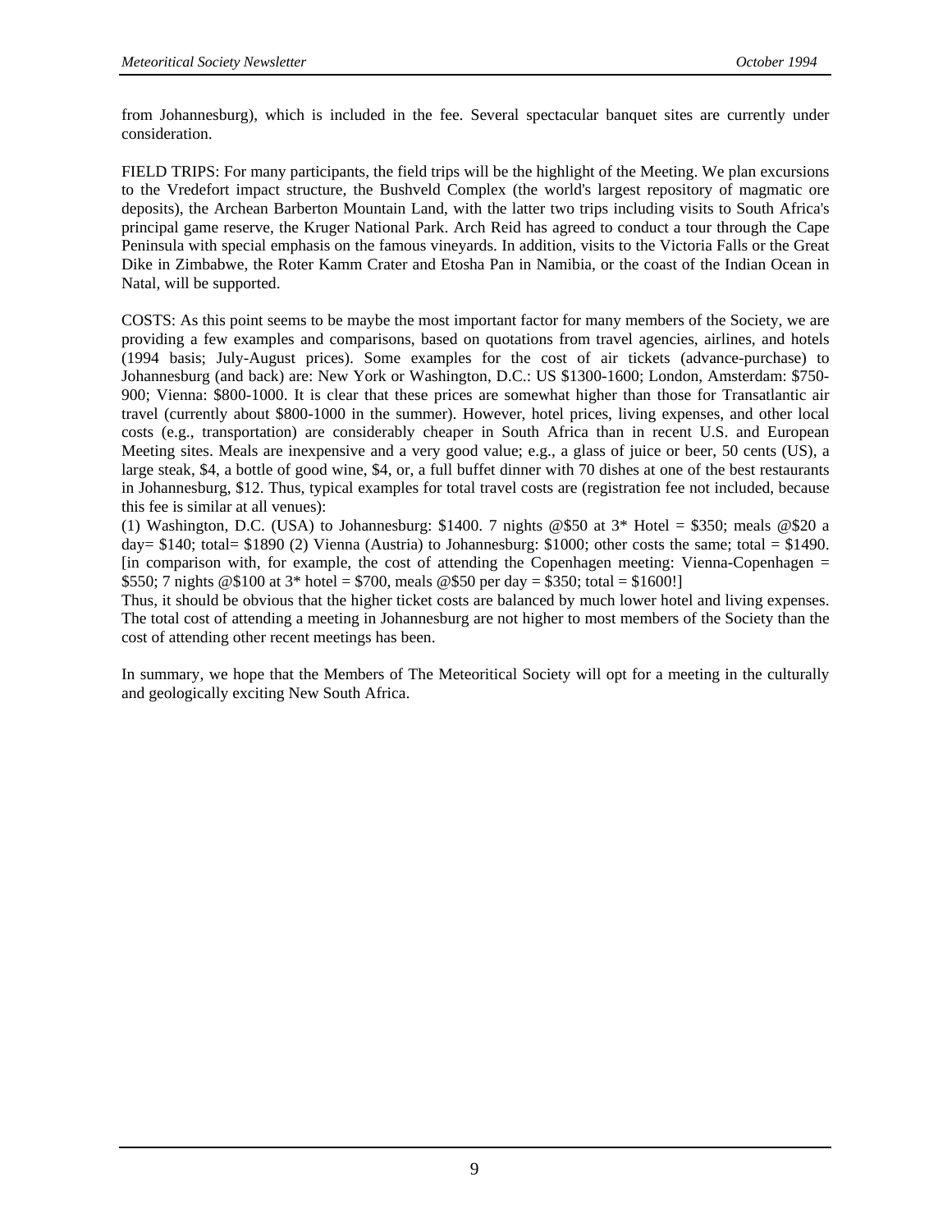from Johannesburg), which is included in the fee. Several spectacular banquet sites are currently under consideration.

FIELD TRIPS: For many participants, the field trips will be the highlight of the Meeting. We plan excursions to the Vredefort impact structure, the Bushveld Complex (the world's largest repository of magmatic ore deposits), the Archean Barberton Mountain Land, with the latter two trips including visits to South Africa's principal game reserve, the Kruger National Park. Arch Reid has agreed to conduct a tour through the Cape Peninsula with special emphasis on the famous vineyards. In addition, visits to the Victoria Falls or the Great Dike in Zimbabwe, the Roter Kamm Crater and Etosha Pan in Namibia, or the coast of the Indian Ocean in Natal, will be supported.

COSTS: As this point seems to be maybe the most important factor for many members of the Society, we are providing a few examples and comparisons, based on quotations from travel agencies, airlines, and hotels (1994 basis; July-August prices). Some examples for the cost of air tickets (advance-purchase) to Johannesburg (and back) are: New York or Washington, D.C.: US $1300-1600; London, Amsterdam: $750-900; Vienna: $800-1000. It is clear that these prices are somewhat higher than those for Transatlantic air travel (currently about $800-1000 in the summer). However, hotel prices, living expenses, and other local costs (e.g., transportation) are considerably cheaper in South Africa than in recent U.S. and European Meeting sites. Meals are inexpensive and a very good value; e.g., a glass of juice or beer, 50 cents (US), a large steak, $4, a bottle of good wine, $4, or, a full buffet dinner with 70 dishes at one of the best restaurants in Johannesburg, $12. Thus, typical examples for total travel costs are (registration fee not included, because this fee is similar at all venues):

(1) Washington, D.C. (USA) to Johannesburg: $1400. 7 nights @$50 at 3* Hotel = $350; meals @$20 a day= $140; total= $1890 (2) Vienna (Austria) to Johannesburg: $1000; other costs the same; total = $1490. [in comparison with, for example, the cost of attending the Copenhagen meeting: Vienna-Copenhagen = $550; 7 nights @$100 at 3* hotel = $700, meals @$50 per day = $350; total = $1600!]

Thus, it should be obvious that the higher ticket costs are balanced by much lower hotel and living expenses. The total cost of attending a meeting in Johannesburg are not higher to most members of the Society than the cost of attending other recent meetings has been.

In summary, we hope that the Members of The Meteoritical Society will opt for a meeting in the culturally and geologically exciting New South Africa.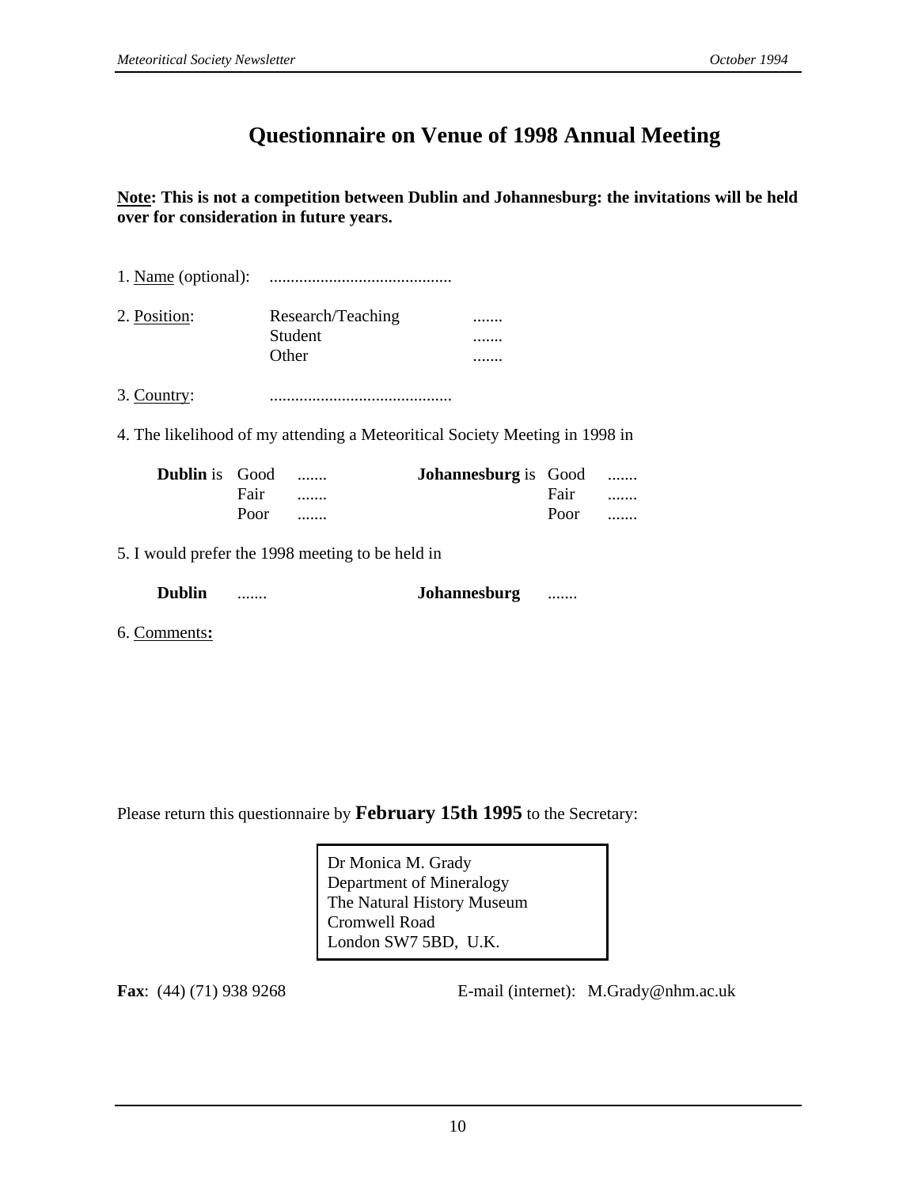# Questionnaire on Venue of 1998 Annual Meeting

**Note: This is not a competition between Dublin and Johannesburg: the invitations will be held over for consideration in future years.**

1. Name (optional): ...........................................

2. Position:

| | |
|---|---|
| Research/Teaching | ....... |
| Student | ....... |
| Other | ....... |

3. Country: ...........................................

4. The likelihood of my attending a Meteoritical Society Meeting in 1998 in

| | | | | | |
|---|---|---|---|---|---|
| **Dublin** is | Good | ....... | **Johannesburg** is | Good | ....... |
| | Fair | ....... | | Fair | ....... |
| | Poor | ....... | | Poor | ....... |

5. I would prefer the 1998 meeting to be held in

**Dublin** ....... **Johannesburg** .......

6. Comments**:**

Please return this questionnaire by **February 15th 1995** to the Secretary:

Dr Monica M. Grady
Department of Mineralogy
The Natural History Museum
Cromwell Road
London SW7 5BD, U.K.

**Fax**: (44) (71) 938 9268

E-mail (internet): M.Grady@nhm.ac.uk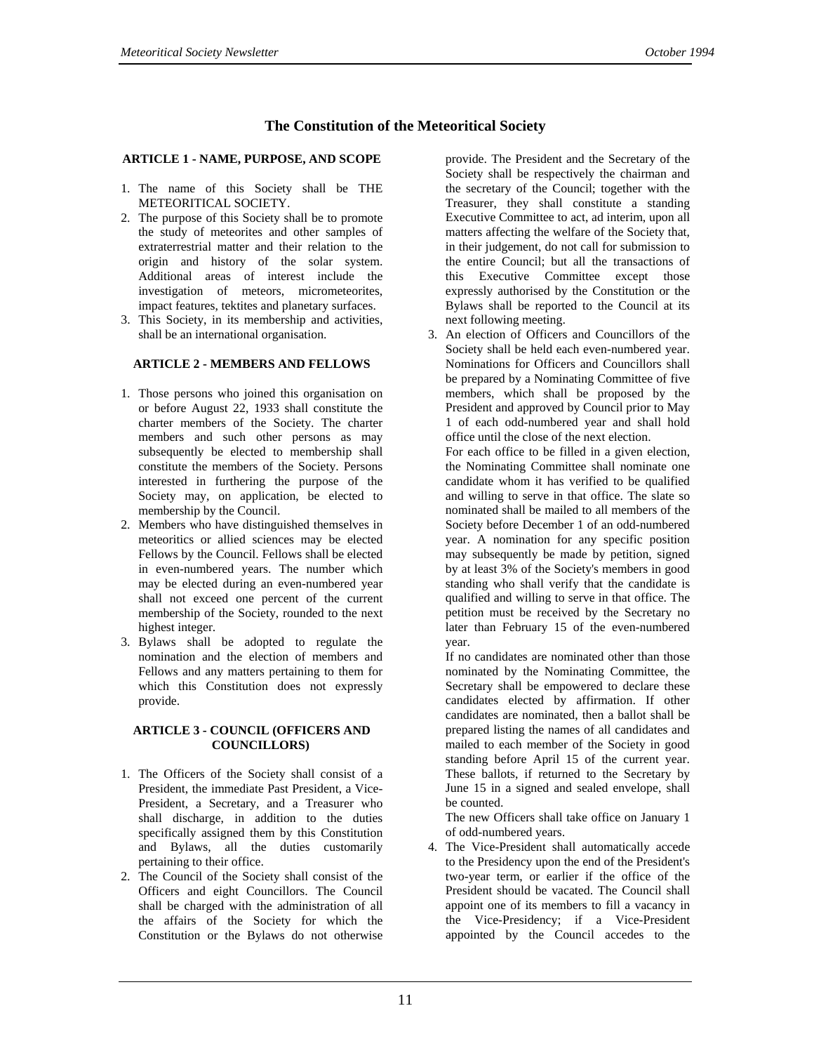# The Constitution of the Meteoritical Society

## ARTICLE 1 - NAME, PURPOSE, AND SCOPE

1. The name of this Society shall be THE METEORITICAL SOCIETY.
2. The purpose of this Society shall be to promote the study of meteorites and other samples of extraterrestrial matter and their relation to the origin and history of the solar system. Additional areas of interest include the investigation of meteors, micrometeorites, impact features, tektites and planetary surfaces.
3. This Society, in its membership and activities, shall be an international organisation.

## ARTICLE 2 - MEMBERS AND FELLOWS

1. Those persons who joined this organisation on or before August 22, 1933 shall constitute the charter members of the Society. The charter members and such other persons as may subsequently be elected to membership shall constitute the members of the Society. Persons interested in furthering the purpose of the Society may, on application, be elected to membership by the Council.
2. Members who have distinguished themselves in meteoritics or allied sciences may be elected Fellows by the Council. Fellows shall be elected in even-numbered years. The number which may be elected during an even-numbered year shall not exceed one percent of the current membership of the Society, rounded to the next highest integer.
3. Bylaws shall be adopted to regulate the nomination and the election of members and Fellows and any matters pertaining to them for which this Constitution does not expressly provide.

## ARTICLE 3 - COUNCIL (OFFICERS AND COUNCILLORS)

1. The Officers of the Society shall consist of a President, the immediate Past President, a Vice-President, a Secretary, and a Treasurer who shall discharge, in addition to the duties specifically assigned them by this Constitution and Bylaws, all the duties customarily pertaining to their office.
2. The Council of the Society shall consist of the Officers and eight Councillors. The Council shall be charged with the administration of all the affairs of the Society for which the Constitution or the Bylaws do not otherwise provide. The President and the Secretary of the Society shall be respectively the chairman and the secretary of the Council; together with the Treasurer, they shall constitute a standing Executive Committee to act, ad interim, upon all matters affecting the welfare of the Society that, in their judgement, do not call for submission to the entire Council; but all the transactions of this Executive Committee except those expressly authorised by the Constitution or the Bylaws shall be reported to the Council at its next following meeting.
3. An election of Officers and Councillors of the Society shall be held each even-numbered year. Nominations for Officers and Councillors shall be prepared by a Nominating Committee of five members, which shall be proposed by the President and approved by Council prior to May 1 of each odd-numbered year and shall hold office until the close of the next election.

   For each office to be filled in a given election, the Nominating Committee shall nominate one candidate whom it has verified to be qualified and willing to serve in that office. The slate so nominated shall be mailed to all members of the Society before December 1 of an odd-numbered year. A nomination for any specific position may subsequently be made by petition, signed by at least 3% of the Society's members in good standing who shall verify that the candidate is qualified and willing to serve in that office. The petition must be received by the Secretary no later than February 15 of the even-numbered year.

   If no candidates are nominated other than those nominated by the Nominating Committee, the Secretary shall be empowered to declare these candidates elected by affirmation. If other candidates are nominated, then a ballot shall be prepared listing the names of all candidates and mailed to each member of the Society in good standing before April 15 of the current year. These ballots, if returned to the Secretary by June 15 in a signed and sealed envelope, shall be counted.

   The new Officers shall take office on January 1 of odd-numbered years.
4. The Vice-President shall automatically accede to the Presidency upon the end of the President's two-year term, or earlier if the office of the President should be vacated. The Council shall appoint one of its members to fill a vacancy in the Vice-Presidency; if a Vice-President appointed by the Council accedes to the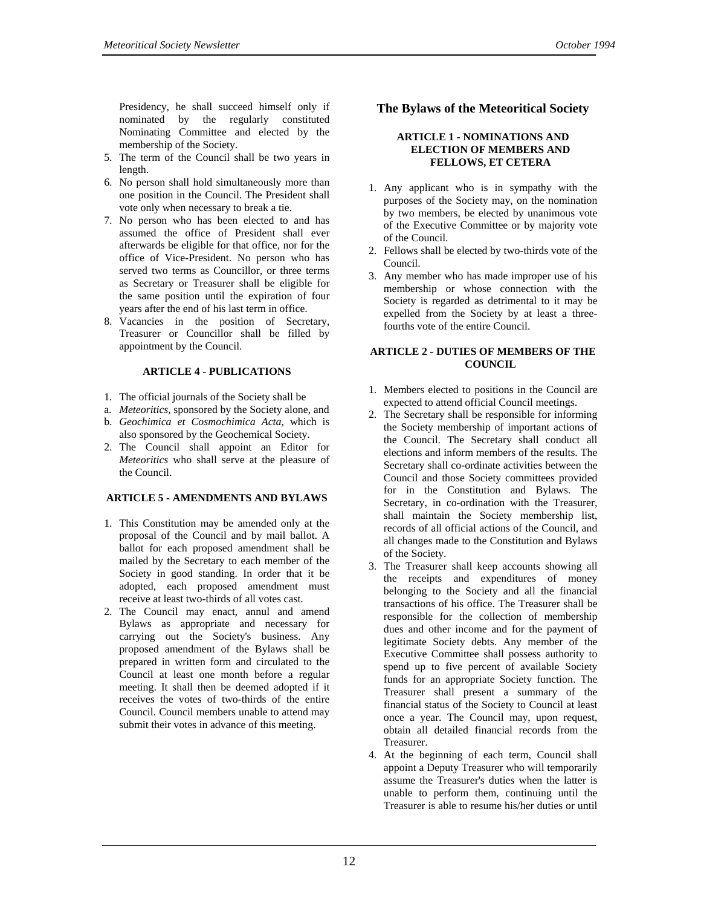Presidency, he shall succeed himself only if nominated by the regularly constituted Nominating Committee and elected by the membership of the Society.

5. The term of the Council shall be two years in length.
6. No person shall hold simultaneously more than one position in the Council. The President shall vote only when necessary to break a tie.
7. No person who has been elected to and has assumed the office of President shall ever afterwards be eligible for that office, nor for the office of Vice-President. No person who has served two terms as Councillor, or three terms as Secretary or Treasurer shall be eligible for the same position until the expiration of four years after the end of his last term in office.
8. Vacancies in the position of Secretary, Treasurer or Councillor shall be filled by appointment by the Council.

#### ARTICLE 4 - PUBLICATIONS

1. The official journals of the Society shall be
   a. *Meteoritics*, sponsored by the Society alone, and
   b. *Geochimica et Cosmochimica Acta*, which is also sponsored by the Geochemical Society.
2. The Council shall appoint an Editor for *Meteoritics* who shall serve at the pleasure of the Council.

#### ARTICLE 5 - AMENDMENTS AND BYLAWS

1. This Constitution may be amended only at the proposal of the Council and by mail ballot. A ballot for each proposed amendment shall be mailed by the Secretary to each member of the Society in good standing. In order that it be adopted, each proposed amendment must receive at least two-thirds of all votes cast.
2. The Council may enact, annul and amend Bylaws as appropriate and necessary for carrying out the Society's business. Any proposed amendment of the Bylaws shall be prepared in written form and circulated to the Council at least one month before a regular meeting. It shall then be deemed adopted if it receives the votes of two-thirds of the entire Council. Council members unable to attend may submit their votes in advance of this meeting.

## The Bylaws of the Meteoritical Society

#### ARTICLE 1 - NOMINATIONS AND ELECTION OF MEMBERS AND FELLOWS, ET CETERA

1. Any applicant who is in sympathy with the purposes of the Society may, on the nomination by two members, be elected by unanimous vote of the Executive Committee or by majority vote of the Council.
2. Fellows shall be elected by two-thirds vote of the Council.
3. Any member who has made improper use of his membership or whose connection with the Society is regarded as detrimental to it may be expelled from the Society by at least a three-fourths vote of the entire Council.

#### ARTICLE 2 - DUTIES OF MEMBERS OF THE COUNCIL

1. Members elected to positions in the Council are expected to attend official Council meetings.
2. The Secretary shall be responsible for informing the Society membership of important actions of the Council. The Secretary shall conduct all elections and inform members of the results. The Secretary shall co-ordinate activities between the Council and those Society committees provided for in the Constitution and Bylaws. The Secretary, in co-ordination with the Treasurer, shall maintain the Society membership list, records of all official actions of the Council, and all changes made to the Constitution and Bylaws of the Society.
3. The Treasurer shall keep accounts showing all the receipts and expenditures of money belonging to the Society and all the financial transactions of his office. The Treasurer shall be responsible for the collection of membership dues and other income and for the payment of legitimate Society debts. Any member of the Executive Committee shall possess authority to spend up to five percent of available Society funds for an appropriate Society function. The Treasurer shall present a summary of the financial status of the Society to Council at least once a year. The Council may, upon request, obtain all detailed financial records from the Treasurer.
4. At the beginning of each term, Council shall appoint a Deputy Treasurer who will temporarily assume the Treasurer's duties when the latter is unable to perform them, continuing until the Treasurer is able to resume his/her duties or until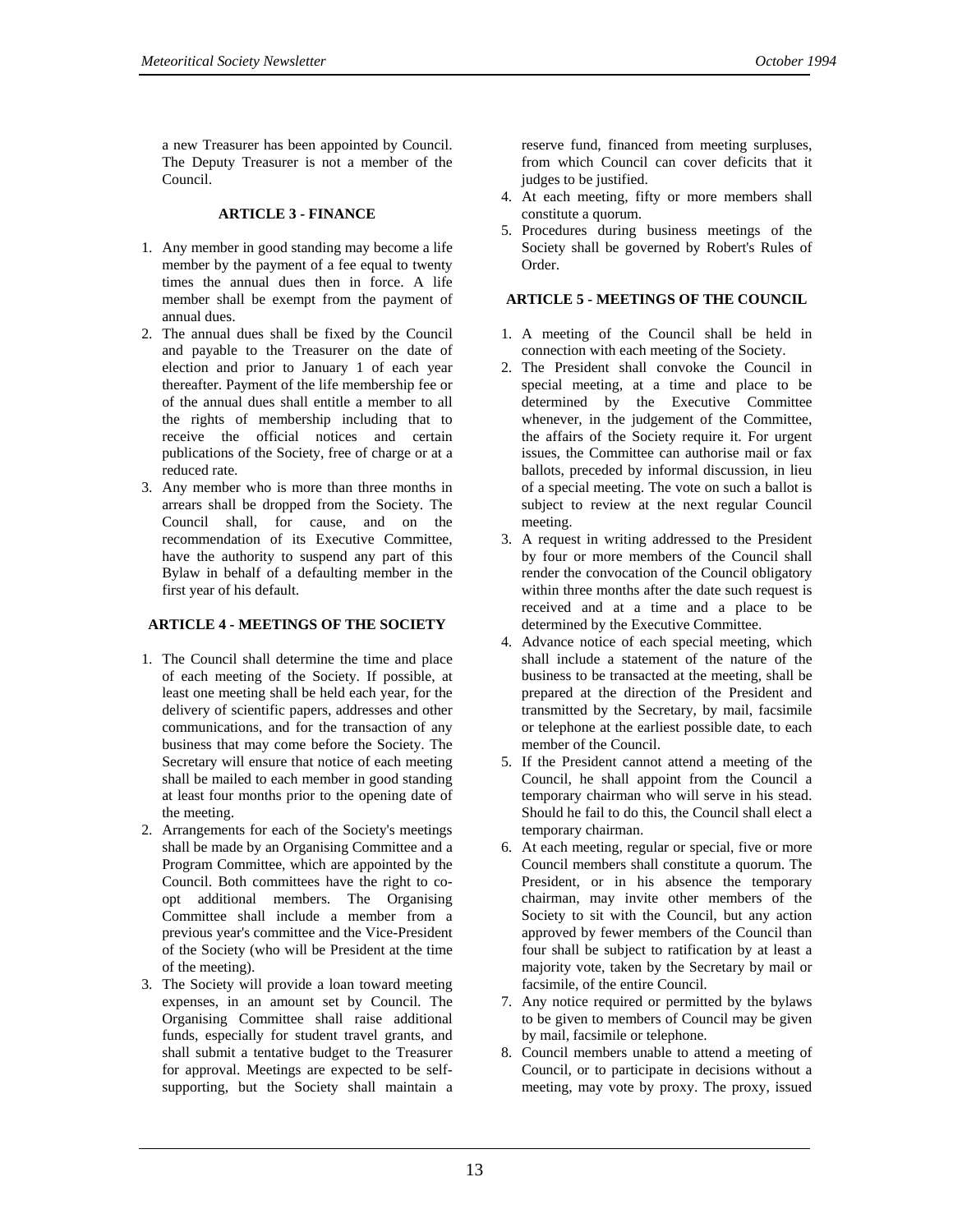a new Treasurer has been appointed by Council. The Deputy Treasurer is not a member of the Council.

### ARTICLE 3 - FINANCE

1. Any member in good standing may become a life member by the payment of a fee equal to twenty times the annual dues then in force. A life member shall be exempt from the payment of annual dues.
2. The annual dues shall be fixed by the Council and payable to the Treasurer on the date of election and prior to January 1 of each year thereafter. Payment of the life membership fee or of the annual dues shall entitle a member to all the rights of membership including that to receive the official notices and certain publications of the Society, free of charge or at a reduced rate.
3. Any member who is more than three months in arrears shall be dropped from the Society. The Council shall, for cause, and on the recommendation of its Executive Committee, have the authority to suspend any part of this Bylaw in behalf of a defaulting member in the first year of his default.

### ARTICLE 4 - MEETINGS OF THE SOCIETY

1. The Council shall determine the time and place of each meeting of the Society. If possible, at least one meeting shall be held each year, for the delivery of scientific papers, addresses and other communications, and for the transaction of any business that may come before the Society. The Secretary will ensure that notice of each meeting shall be mailed to each member in good standing at least four months prior to the opening date of the meeting.
2. Arrangements for each of the Society's meetings shall be made by an Organising Committee and a Program Committee, which are appointed by the Council. Both committees have the right to co-opt additional members. The Organising Committee shall include a member from a previous year's committee and the Vice-President of the Society (who will be President at the time of the meeting).
3. The Society will provide a loan toward meeting expenses, in an amount set by Council. The Organising Committee shall raise additional funds, especially for student travel grants, and shall submit a tentative budget to the Treasurer for approval. Meetings are expected to be self-supporting, but the Society shall maintain a reserve fund, financed from meeting surpluses, from which Council can cover deficits that it judges to be justified.
4. At each meeting, fifty or more members shall constitute a quorum.
5. Procedures during business meetings of the Society shall be governed by Robert's Rules of Order.

### ARTICLE 5 - MEETINGS OF THE COUNCIL

1. A meeting of the Council shall be held in connection with each meeting of the Society.
2. The President shall convoke the Council in special meeting, at a time and place to be determined by the Executive Committee whenever, in the judgement of the Committee, the affairs of the Society require it. For urgent issues, the Committee can authorise mail or fax ballots, preceded by informal discussion, in lieu of a special meeting. The vote on such a ballot is subject to review at the next regular Council meeting.
3. A request in writing addressed to the President by four or more members of the Council shall render the convocation of the Council obligatory within three months after the date such request is received and at a time and a place to be determined by the Executive Committee.
4. Advance notice of each special meeting, which shall include a statement of the nature of the business to be transacted at the meeting, shall be prepared at the direction of the President and transmitted by the Secretary, by mail, facsimile or telephone at the earliest possible date, to each member of the Council.
5. If the President cannot attend a meeting of the Council, he shall appoint from the Council a temporary chairman who will serve in his stead. Should he fail to do this, the Council shall elect a temporary chairman.
6. At each meeting, regular or special, five or more Council members shall constitute a quorum. The President, or in his absence the temporary chairman, may invite other members of the Society to sit with the Council, but any action approved by fewer members of the Council than four shall be subject to ratification by at least a majority vote, taken by the Secretary by mail or facsimile, of the entire Council.
7. Any notice required or permitted by the bylaws to be given to members of Council may be given by mail, facsimile or telephone.
8. Council members unable to attend a meeting of Council, or to participate in decisions without a meeting, may vote by proxy. The proxy, issued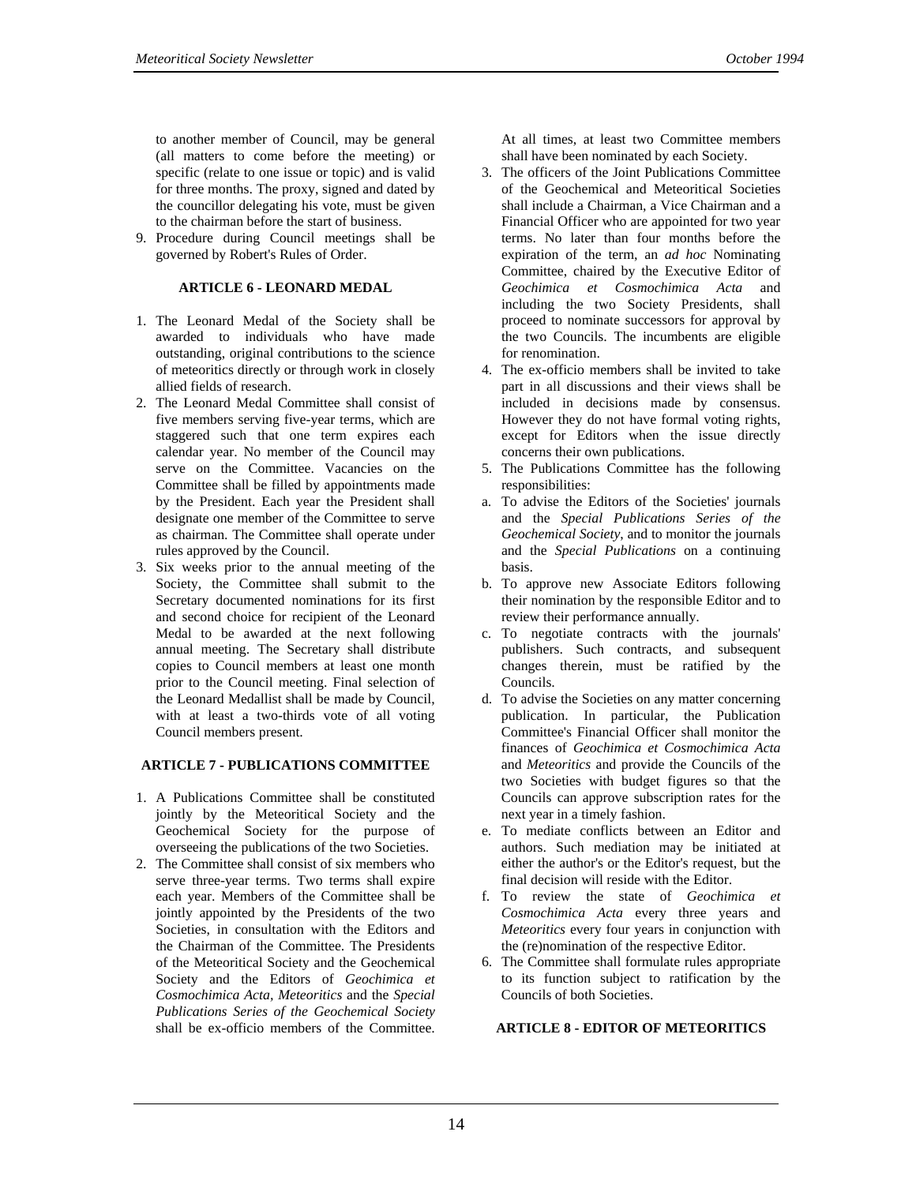to another member of Council, may be general (all matters to come before the meeting) or specific (relate to one issue or topic) and is valid for three months. The proxy, signed and dated by the councillor delegating his vote, must be given to the chairman before the start of business.

9. Procedure during Council meetings shall be governed by Robert's Rules of Order.

### ARTICLE 6 - LEONARD MEDAL

1. The Leonard Medal of the Society shall be awarded to individuals who have made outstanding, original contributions to the science of meteoritics directly or through work in closely allied fields of research.
2. The Leonard Medal Committee shall consist of five members serving five-year terms, which are staggered such that one term expires each calendar year. No member of the Council may serve on the Committee. Vacancies on the Committee shall be filled by appointments made by the President. Each year the President shall designate one member of the Committee to serve as chairman. The Committee shall operate under rules approved by the Council.
3. Six weeks prior to the annual meeting of the Society, the Committee shall submit to the Secretary documented nominations for its first and second choice for recipient of the Leonard Medal to be awarded at the next following annual meeting. The Secretary shall distribute copies to Council members at least one month prior to the Council meeting. Final selection of the Leonard Medallist shall be made by Council, with at least a two-thirds vote of all voting Council members present.

### ARTICLE 7 - PUBLICATIONS COMMITTEE

1. A Publications Committee shall be constituted jointly by the Meteoritical Society and the Geochemical Society for the purpose of overseeing the publications of the two Societies.
2. The Committee shall consist of six members who serve three-year terms. Two terms shall expire each year. Members of the Committee shall be jointly appointed by the Presidents of the two Societies, in consultation with the Editors and the Chairman of the Committee. The Presidents of the Meteoritical Society and the Geochemical Society and the Editors of *Geochimica et Cosmochimica Acta*, *Meteoritics* and the *Special Publications Series of the Geochemical Society* shall be ex-officio members of the Committee. At all times, at least two Committee members shall have been nominated by each Society.
3. The officers of the Joint Publications Committee of the Geochemical and Meteoritical Societies shall include a Chairman, a Vice Chairman and a Financial Officer who are appointed for two year terms. No later than four months before the expiration of the term, an *ad hoc* Nominating Committee, chaired by the Executive Editor of *Geochimica et Cosmochimica Acta* and including the two Society Presidents, shall proceed to nominate successors for approval by the two Councils. The incumbents are eligible for renomination.
4. The ex-officio members shall be invited to take part in all discussions and their views shall be included in decisions made by consensus. However they do not have formal voting rights, except for Editors when the issue directly concerns their own publications.
5. The Publications Committee has the following responsibilities:
   a. To advise the Editors of the Societies' journals and the *Special Publications Series of the Geochemical Society*, and to monitor the journals and the *Special Publications* on a continuing basis.
   b. To approve new Associate Editors following their nomination by the responsible Editor and to review their performance annually.
   c. To negotiate contracts with the journals' publishers. Such contracts, and subsequent changes therein, must be ratified by the Councils.
   d. To advise the Societies on any matter concerning publication. In particular, the Publication Committee's Financial Officer shall monitor the finances of *Geochimica et Cosmochimica Acta* and *Meteoritics* and provide the Councils of the two Societies with budget figures so that the Councils can approve subscription rates for the next year in a timely fashion.
   e. To mediate conflicts between an Editor and authors. Such mediation may be initiated at either the author's or the Editor's request, but the final decision will reside with the Editor.
   f. To review the state of *Geochimica et Cosmochimica Acta* every three years and *Meteoritics* every four years in conjunction with the (re)nomination of the respective Editor.
6. The Committee shall formulate rules appropriate to its function subject to ratification by the Councils of both Societies.

### ARTICLE 8 - EDITOR OF METEORITICS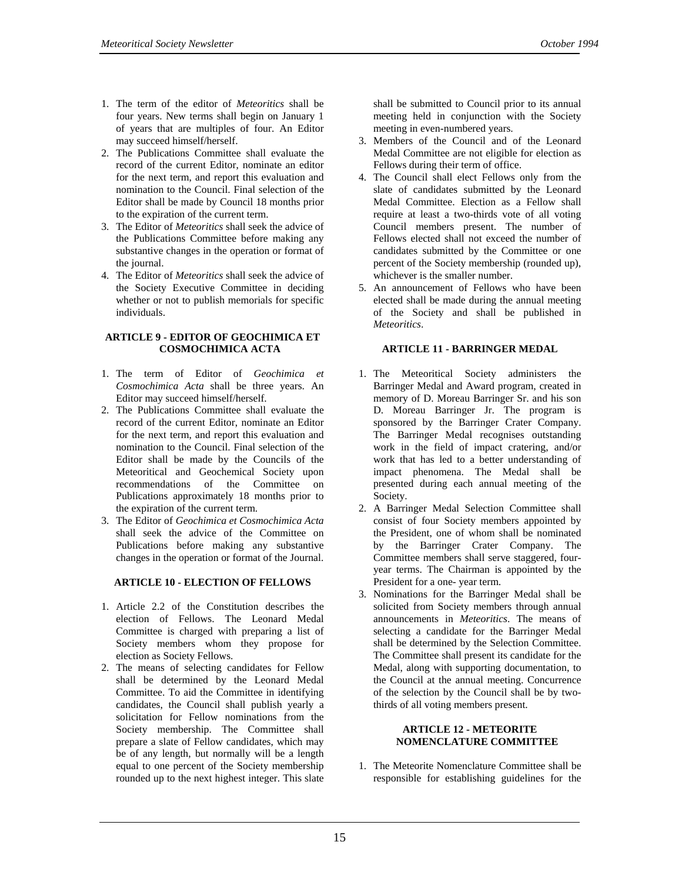1. The term of the editor of *Meteoritics* shall be four years. New terms shall begin on January 1 of years that are multiples of four. An Editor may succeed himself/herself.
2. The Publications Committee shall evaluate the record of the current Editor, nominate an editor for the next term, and report this evaluation and nomination to the Council. Final selection of the Editor shall be made by Council 18 months prior to the expiration of the current term.
3. The Editor of *Meteoritics* shall seek the advice of the Publications Committee before making any substantive changes in the operation or format of the journal.
4. The Editor of *Meteoritics* shall seek the advice of the Society Executive Committee in deciding whether or not to publish memorials for specific individuals.

### ARTICLE 9 - EDITOR OF GEOCHIMICA ET COSMOCHIMICA ACTA

1. The term of Editor of *Geochimica et Cosmochimica Acta* shall be three years. An Editor may succeed himself/herself.
2. The Publications Committee shall evaluate the record of the current Editor, nominate an Editor for the next term, and report this evaluation and nomination to the Council. Final selection of the Editor shall be made by the Councils of the Meteoritical and Geochemical Society upon recommendations of the Committee on Publications approximately 18 months prior to the expiration of the current term.
3. The Editor of *Geochimica et Cosmochimica Acta* shall seek the advice of the Committee on Publications before making any substantive changes in the operation or format of the Journal.

### ARTICLE 10 - ELECTION OF FELLOWS

1. Article 2.2 of the Constitution describes the election of Fellows. The Leonard Medal Committee is charged with preparing a list of Society members whom they propose for election as Society Fellows.
2. The means of selecting candidates for Fellow shall be determined by the Leonard Medal Committee. To aid the Committee in identifying candidates, the Council shall publish yearly a solicitation for Fellow nominations from the Society membership. The Committee shall prepare a slate of Fellow candidates, which may be of any length, but normally will be a length equal to one percent of the Society membership rounded up to the next highest integer. This slate shall be submitted to Council prior to its annual meeting held in conjunction with the Society meeting in even-numbered years.
3. Members of the Council and of the Leonard Medal Committee are not eligible for election as Fellows during their term of office.
4. The Council shall elect Fellows only from the slate of candidates submitted by the Leonard Medal Committee. Election as a Fellow shall require at least a two-thirds vote of all voting Council members present. The number of Fellows elected shall not exceed the number of candidates submitted by the Committee or one percent of the Society membership (rounded up), whichever is the smaller number.
5. An announcement of Fellows who have been elected shall be made during the annual meeting of the Society and shall be published in *Meteoritics*.

### ARTICLE 11 - BARRINGER MEDAL

1. The Meteoritical Society administers the Barringer Medal and Award program, created in memory of D. Moreau Barringer Sr. and his son D. Moreau Barringer Jr. The program is sponsored by the Barringer Crater Company. The Barringer Medal recognises outstanding work in the field of impact cratering, and/or work that has led to a better understanding of impact phenomena. The Medal shall be presented during each annual meeting of the Society.
2. A Barringer Medal Selection Committee shall consist of four Society members appointed by the President, one of whom shall be nominated by the Barringer Crater Company. The Committee members shall serve staggered, four-year terms. The Chairman is appointed by the President for a one- year term.
3. Nominations for the Barringer Medal shall be solicited from Society members through annual announcements in *Meteoritics*. The means of selecting a candidate for the Barringer Medal shall be determined by the Selection Committee. The Committee shall present its candidate for the Medal, along with supporting documentation, to the Council at the annual meeting. Concurrence of the selection by the Council shall be by two-thirds of all voting members present.

### ARTICLE 12 - METEORITE NOMENCLATURE COMMITTEE

1. The Meteorite Nomenclature Committee shall be responsible for establishing guidelines for the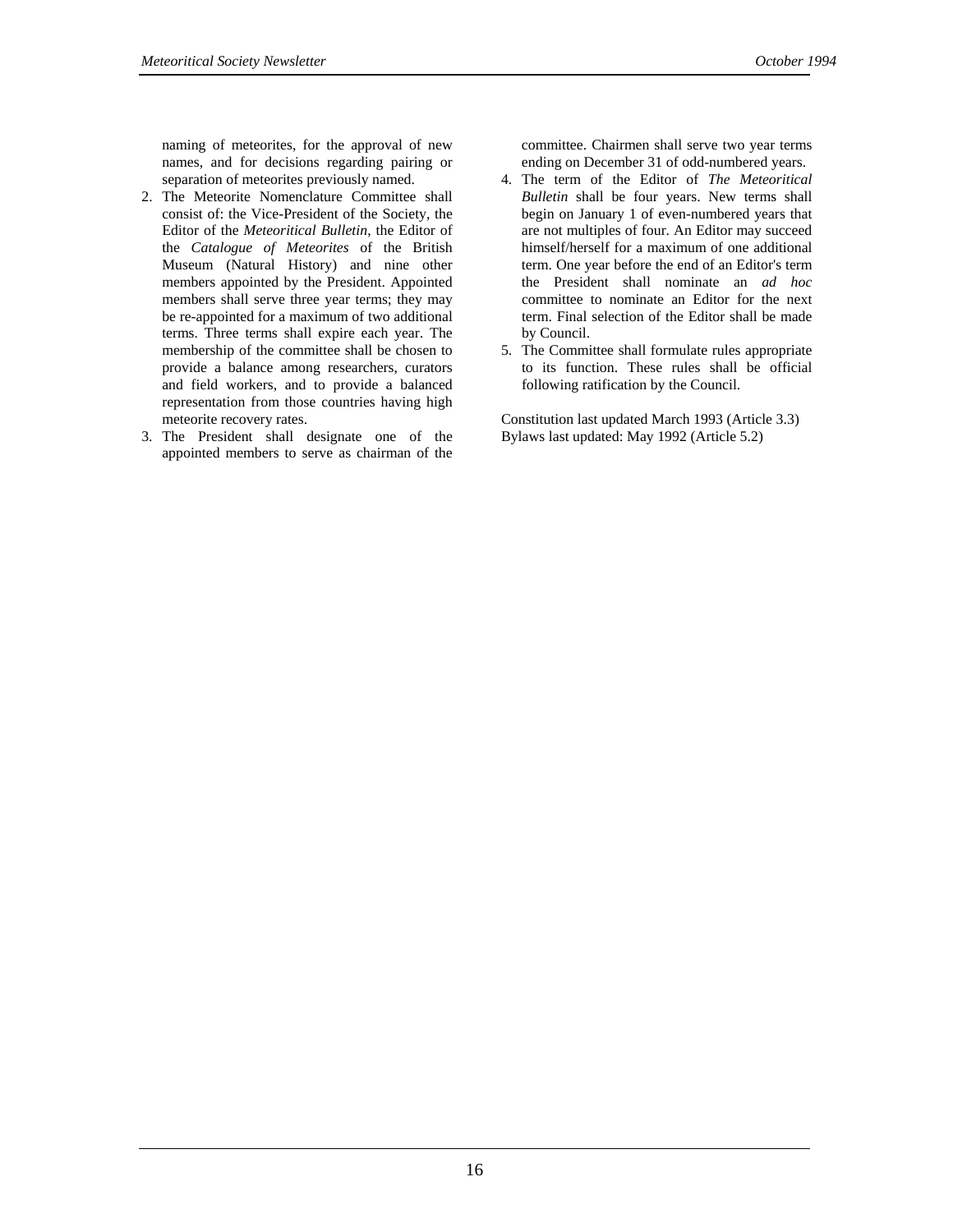naming of meteorites, for the approval of new names, and for decisions regarding pairing or separation of meteorites previously named.

2. The Meteorite Nomenclature Committee shall consist of: the Vice-President of the Society, the Editor of the *Meteoritical Bulletin*, the Editor of the *Catalogue of Meteorites* of the British Museum (Natural History) and nine other members appointed by the President. Appointed members shall serve three year terms; they may be re-appointed for a maximum of two additional terms. Three terms shall expire each year. The membership of the committee shall be chosen to provide a balance among researchers, curators and field workers, and to provide a balanced representation from those countries having high meteorite recovery rates.
3. The President shall designate one of the appointed members to serve as chairman of the committee. Chairmen shall serve two year terms ending on December 31 of odd-numbered years.
4. The term of the Editor of *The Meteoritical Bulletin* shall be four years. New terms shall begin on January 1 of even-numbered years that are not multiples of four. An Editor may succeed himself/herself for a maximum of one additional term. One year before the end of an Editor's term the President shall nominate an *ad hoc* committee to nominate an Editor for the next term. Final selection of the Editor shall be made by Council.
5. The Committee shall formulate rules appropriate to its function. These rules shall be official following ratification by the Council.

Constitution last updated March 1993 (Article 3.3)
Bylaws last updated: May 1992 (Article 5.2)